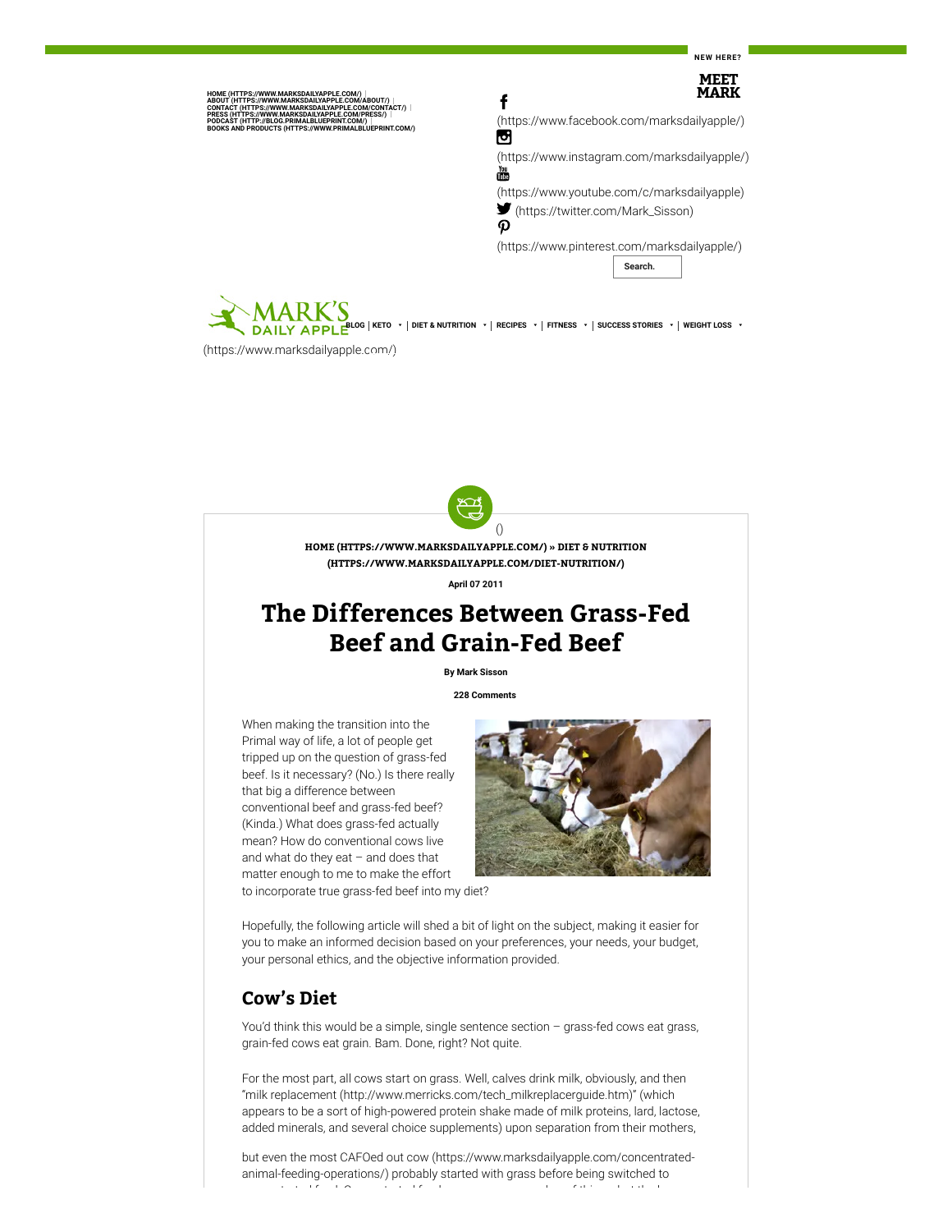NEW HERE?

MEET MARK

HOME (HTTPS://WWW.MARKSDAILYAPPLE.COM/) | ABOUT (HTTPS://WWW.MARKSDAILYAPPLE.COM/ABOUT/) | CONTACT (HTTPS://WWW.MARKSDAILYAPPLE.COM/CONTACT/) | PRESS (HTTPS://WWW.MARKSDAILYAPPLE.COM/PRESS/) | PODCAST (HTTP://BLOG.PRIMALBLUEPRINT.COM/) | BOOKS AND PRODUCTS (HTTPS://WWW.PRIMALBLUEPRINT.COM/)

(https://www.facebook.com/marksdailyapple/)

(https://www.instagram.com/marksdailyapple/)

(https://www.youtube.com/c/marksdailyapple)

(https://twitter.com/Mark_Sisson)

(https://www.pinterest.com/marksdailyapple/)

Search.

(https://www.marksdailyapple.com/)

BLOG | KETO | DIET & NUTRITION | RECIPES | FITNESS | SUCCESS STORIES | WEIGHT LOSS

()

HOME (HTTPS://WWW.MARKSDAILYAPPLE.COM/) » DIET & NUTRITION (HTTPS://WWW.MARKSDAILYAPPLE.COM/DIET-NUTRITION/)

April 07 2011

# The Differences Between Grass-Fed Beef and Grain-Fed Beef

By Mark Sisson

228 Comments

When making the transition into the Primal way of life, a lot of people get tripped up on the question of grass-fed beef. Is it necessary? (No.) Is there really that big a difference between conventional beef and grass-fed beef? (Kinda.) What does grass-fed actually mean? How do conventional cows live and what do they eat – and does that matter enough to me to make the effort to incorporate true grass-fed beef into my diet?

Hopefully, the following article will shed a bit of light on the subject, making it easier for you to make an informed decision based on your preferences, your needs, your budget, your personal ethics, and the objective information provided.

## Cow's Diet

You'd think this would be a simple, single sentence section – grass-fed cows eat grass, grain-fed cows eat grain. Bam. Done, right? Not quite.

For the most part, all cows start on grass. Well, calves drink milk, obviously, and then "milk replacement (http://www.merricks.com/tech_milkreplacerguide.htm)" (which appears to be a sort of high-powered protein shake made of milk proteins, lard, lactose, added minerals, and several choice supplements) upon separation from their mothers,

but even the most CAFOed out cow (https://www.marksdailyapple.com/concentrated-animal-feeding-operations/) probably started with grass before being switched to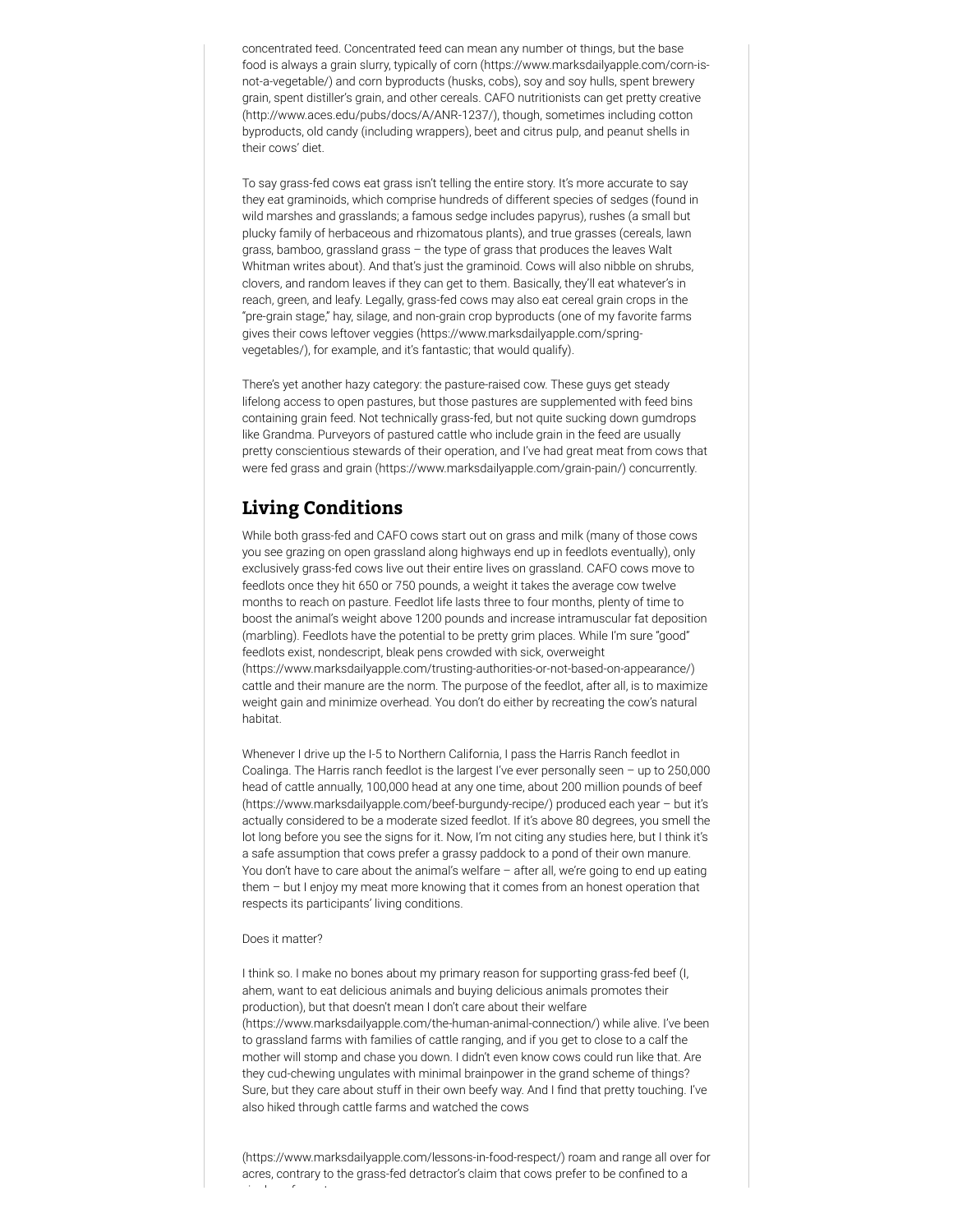concentrated feed. Concentrated feed can mean any number of things, but the base food is always a grain slurry, typically of corn (https://www.marksdailyapple.com/corn-is-not-a-vegetable/) and corn byproducts (husks, cobs), soy and soy hulls, spent brewery grain, spent distiller's grain, and other cereals. CAFO nutritionists can get pretty creative (http://www.aces.edu/pubs/docs/A/ANR-1237/), though, sometimes including cotton byproducts, old candy (including wrappers), beet and citrus pulp, and peanut shells in their cows' diet.

To say grass-fed cows eat grass isn't telling the entire story. It's more accurate to say they eat graminoids, which comprise hundreds of different species of sedges (found in wild marshes and grasslands; a famous sedge includes papyrus), rushes (a small but plucky family of herbaceous and rhizomatous plants), and true grasses (cereals, lawn grass, bamboo, grassland grass – the type of grass that produces the leaves Walt Whitman writes about). And that's just the graminoid. Cows will also nibble on shrubs, clovers, and random leaves if they can get to them. Basically, they'll eat whatever's in reach, green, and leafy. Legally, grass-fed cows may also eat cereal grain crops in the "pre-grain stage," hay, silage, and non-grain crop byproducts (one of my favorite farms gives their cows leftover veggies (https://www.marksdailyapple.com/spring-vegetables/), for example, and it's fantastic; that would qualify).

There's yet another hazy category: the pasture-raised cow. These guys get steady lifelong access to open pastures, but those pastures are supplemented with feed bins containing grain feed. Not technically grass-fed, but not quite sucking down gumdrops like Grandma. Purveyors of pastured cattle who include grain in the feed are usually pretty conscientious stewards of their operation, and I've had great meat from cows that were fed grass and grain (https://www.marksdailyapple.com/grain-pain/) concurrently.

## Living Conditions

While both grass-fed and CAFO cows start out on grass and milk (many of those cows you see grazing on open grassland along highways end up in feedlots eventually), only exclusively grass-fed cows live out their entire lives on grassland. CAFO cows move to feedlots once they hit 650 or 750 pounds, a weight it takes the average cow twelve months to reach on pasture. Feedlot life lasts three to four months, plenty of time to boost the animal's weight above 1200 pounds and increase intramuscular fat deposition (marbling). Feedlots have the potential to be pretty grim places. While I'm sure "good" feedlots exist, nondescript, bleak pens crowded with sick, overweight (https://www.marksdailyapple.com/trusting-authorities-or-not-based-on-appearance/) cattle and their manure are the norm. The purpose of the feedlot, after all, is to maximize weight gain and minimize overhead. You don't do either by recreating the cow's natural habitat.

Whenever I drive up the I-5 to Northern California, I pass the Harris Ranch feedlot in Coalinga. The Harris ranch feedlot is the largest I've ever personally seen – up to 250,000 head of cattle annually, 100,000 head at any one time, about 200 million pounds of beef (https://www.marksdailyapple.com/beef-burgundy-recipe/) produced each year – but it's actually considered to be a moderate sized feedlot. If it's above 80 degrees, you smell the lot long before you see the signs for it. Now, I'm not citing any studies here, but I think it's a safe assumption that cows prefer a grassy paddock to a pond of their own manure. You don't have to care about the animal's welfare – after all, we're going to end up eating them – but I enjoy my meat more knowing that it comes from an honest operation that respects its participants' living conditions.

Does it matter?

I think so. I make no bones about my primary reason for supporting grass-fed beef (I, ahem, want to eat delicious animals and buying delicious animals promotes their production), but that doesn't mean I don't care about their welfare (https://www.marksdailyapple.com/the-human-animal-connection/) while alive. I've been to grassland farms with families of cattle ranging, and if you get to close to a calf the mother will stomp and chase you down. I didn't even know cows could run like that. Are they cud-chewing ungulates with minimal brainpower in the grand scheme of things? Sure, but they care about stuff in their own beefy way. And I find that pretty touching. I've also hiked through cattle farms and watched the cows

(https://www.marksdailyapple.com/lessons-in-food-respect/) roam and range all over for acres, contrary to the grass-fed detractor's claim that cows prefer to be confined to a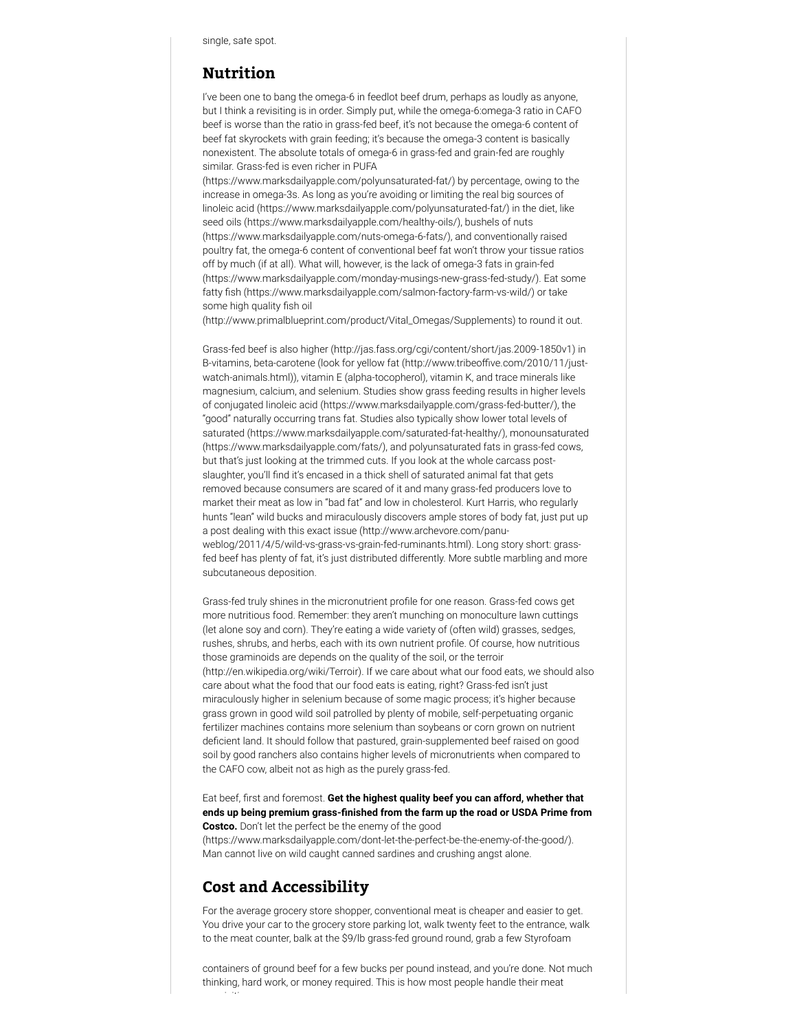single, safe spot.

## Nutrition

I've been one to bang the omega-6 in feedlot beef drum, perhaps as loudly as anyone, but I think a revisiting is in order. Simply put, while the omega-6:omega-3 ratio in CAFO beef is worse than the ratio in grass-fed beef, it's not because the omega-6 content of beef fat skyrockets with grain feeding; it's because the omega-3 content is basically nonexistent. The absolute totals of omega-6 in grass-fed and grain-fed are roughly similar. Grass-fed is even richer in PUFA (https://www.marksdailyapple.com/polyunsaturated-fat/) by percentage, owing to the increase in omega-3s. As long as you're avoiding or limiting the real big sources of linoleic acid (https://www.marksdailyapple.com/polyunsaturated-fat/) in the diet, like seed oils (https://www.marksdailyapple.com/healthy-oils/), bushels of nuts (https://www.marksdailyapple.com/nuts-omega-6-fats/), and conventionally raised poultry fat, the omega-6 content of conventional beef fat won't throw your tissue ratios off by much (if at all). What will, however, is the lack of omega-3 fats in grain-fed (https://www.marksdailyapple.com/monday-musings-new-grass-fed-study/). Eat some fatty fish (https://www.marksdailyapple.com/salmon-factory-farm-vs-wild/) or take some high quality fish oil (http://www.primalblueprint.com/product/Vital_Omegas/Supplements) to round it out.

Grass-fed beef is also higher (http://jas.fass.org/cgi/content/short/jas.2009-1850v1) in B-vitamins, beta-carotene (look for yellow fat (http://www.tribeoffive.com/2010/11/just-watch-animals.html)), vitamin E (alpha-tocopherol), vitamin K, and trace minerals like magnesium, calcium, and selenium. Studies show grass feeding results in higher levels of conjugated linoleic acid (https://www.marksdailyapple.com/grass-fed-butter/), the "good" naturally occurring trans fat. Studies also typically show lower total levels of saturated (https://www.marksdailyapple.com/saturated-fat-healthy/), monounsaturated (https://www.marksdailyapple.com/fats/), and polyunsaturated fats in grass-fed cows, but that's just looking at the trimmed cuts. If you look at the whole carcass post-slaughter, you'll find it's encased in a thick shell of saturated animal fat that gets removed because consumers are scared of it and many grass-fed producers love to market their meat as low in "bad fat" and low in cholesterol. Kurt Harris, who regularly hunts "lean" wild bucks and miraculously discovers ample stores of body fat, just put up a post dealing with this exact issue (http://www.archevore.com/panu-weblog/2011/4/5/wild-vs-grass-vs-grain-fed-ruminants.html). Long story short: grass-fed beef has plenty of fat, it's just distributed differently. More subtle marbling and more subcutaneous deposition.

Grass-fed truly shines in the micronutrient profile for one reason. Grass-fed cows get more nutritious food. Remember: they aren't munching on monoculture lawn cuttings (let alone soy and corn). They're eating a wide variety of (often wild) grasses, sedges, rushes, shrubs, and herbs, each with its own nutrient profile. Of course, how nutritious those graminoids are depends on the quality of the soil, or the terroir (http://en.wikipedia.org/wiki/Terroir). If we care about what our food eats, we should also care about what the food that our food eats is eating, right? Grass-fed isn't just miraculously higher in selenium because of some magic process; it's higher because grass grown in good wild soil patrolled by plenty of mobile, self-perpetuating organic fertilizer machines contains more selenium than soybeans or corn grown on nutrient deficient land. It should follow that pastured, grain-supplemented beef raised on good soil by good ranchers also contains higher levels of micronutrients when compared to the CAFO cow, albeit not as high as the purely grass-fed.

Eat beef, first and foremost. **Get the highest quality beef you can afford, whether that ends up being premium grass-finished from the farm up the road or USDA Prime from Costco.** Don't let the perfect be the enemy of the good (https://www.marksdailyapple.com/dont-let-the-perfect-be-the-enemy-of-the-good/). Man cannot live on wild caught canned sardines and crushing angst alone.

## Cost and Accessibility

For the average grocery store shopper, conventional meat is cheaper and easier to get. You drive your car to the grocery store parking lot, walk twenty feet to the entrance, walk to the meat counter, balk at the $9/lb grass-fed ground round, grab a few Styrofoam containers of ground beef for a few bucks per pound instead, and you're done. Not much thinking, hard work, or money required. This is how most people handle their meat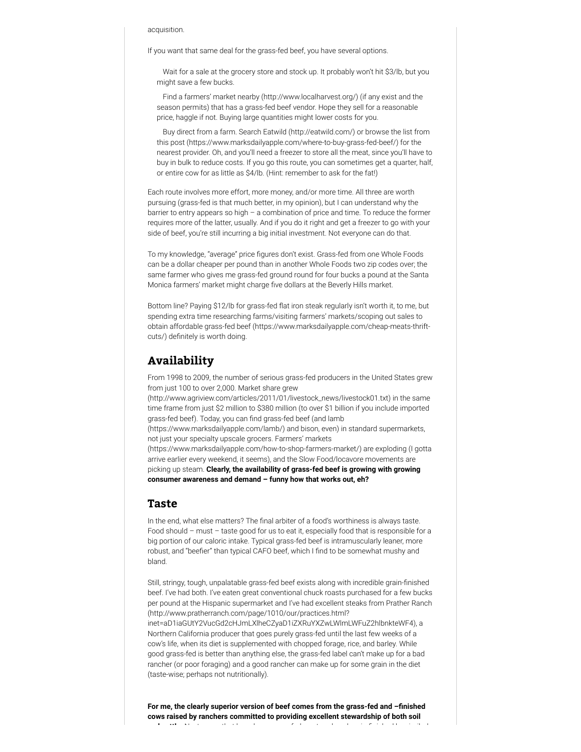acquisition.

If you want that same deal for the grass-fed beef, you have several options.

- Wait for a sale at the grocery store and stock up. It probably won't hit $3/lb, but you might save a few bucks.
- Find a farmers' market nearby (http://www.localharvest.org/) (if any exist and the season permits) that has a grass-fed beef vendor. Hope they sell for a reasonable price, haggle if not. Buying large quantities might lower costs for you.
- Buy direct from a farm. Search Eatwild (http://eatwild.com/) or browse the list from this post (https://www.marksdailyapple.com/where-to-buy-grass-fed-beef/) for the nearest provider. Oh, and you'll need a freezer to store all the meat, since you'll have to buy in bulk to reduce costs. If you go this route, you can sometimes get a quarter, half, or entire cow for as little as $4/lb. (Hint: remember to ask for the fat!)

Each route involves more effort, more money, and/or more time. All three are worth pursuing (grass-fed is that much better, in my opinion), but I can understand why the barrier to entry appears so high – a combination of price and time. To reduce the former requires more of the latter, usually. And if you do it right and get a freezer to go with your side of beef, you're still incurring a big initial investment. Not everyone can do that.

To my knowledge, "average" price figures don't exist. Grass-fed from one Whole Foods can be a dollar cheaper per pound than in another Whole Foods two zip codes over; the same farmer who gives me grass-fed ground round for four bucks a pound at the Santa Monica farmers' market might charge five dollars at the Beverly Hills market.

Bottom line? Paying $12/lb for grass-fed flat iron steak regularly isn't worth it, to me, but spending extra time researching farms/visiting farmers' markets/scoping out sales to obtain affordable grass-fed beef (https://www.marksdailyapple.com/cheap-meats-thrift-cuts/) definitely is worth doing.

## Availability

From 1998 to 2009, the number of serious grass-fed producers in the United States grew from just 100 to over 2,000. Market share grew (http://www.agriview.com/articles/2011/01/livestock_news/livestock01.txt) in the same time frame from just $2 million to $380 million (to over $1 billion if you include imported grass-fed beef). Today, you can find grass-fed beef (and lamb (https://www.marksdailyapple.com/lamb/) and bison, even) in standard supermarkets, not just your specialty upscale grocers. Farmers' markets (https://www.marksdailyapple.com/how-to-shop-farmers-market/) are exploding (I gotta arrive earlier every weekend, it seems), and the Slow Food/locavore movements are picking up steam. **Clearly, the availability of grass-fed beef is growing with growing consumer awareness and demand – funny how that works out, eh?**

## Taste

In the end, what else matters? The final arbiter of a food's worthiness is always taste. Food should – must – taste good for us to eat it, especially food that is responsible for a big portion of our caloric intake. Typical grass-fed beef is intramuscularly leaner, more robust, and "beefier" than typical CAFO beef, which I find to be somewhat mushy and bland.

Still, stringy, tough, unpalatable grass-fed beef exists along with incredible grain-finished beef. I've had both. I've eaten great conventional chuck roasts purchased for a few bucks per pound at the Hispanic supermarket and I've had excellent steaks from Prather Ranch (http://www.pratherranch.com/page/1010/our/practices.html?inet=aD1iaGUtY2VucGd2cHJmLXlheCZyaD1iZXRuYXZwLWlmLWFuZ2hlbnkteWF4), a Northern California producer that goes purely grass-fed until the last few weeks of a cow's life, when its diet is supplemented with chopped forage, rice, and barley. While good grass-fed is better than anything else, the grass-fed label can't make up for a bad rancher (or poor foraging) and a good rancher can make up for some grain in the diet (taste-wise; perhaps not nutritionally).

**For me, the clearly superior version of beef comes from the grass-fed and –finished cows raised by ranchers committed to providing excellent stewardship of both soil**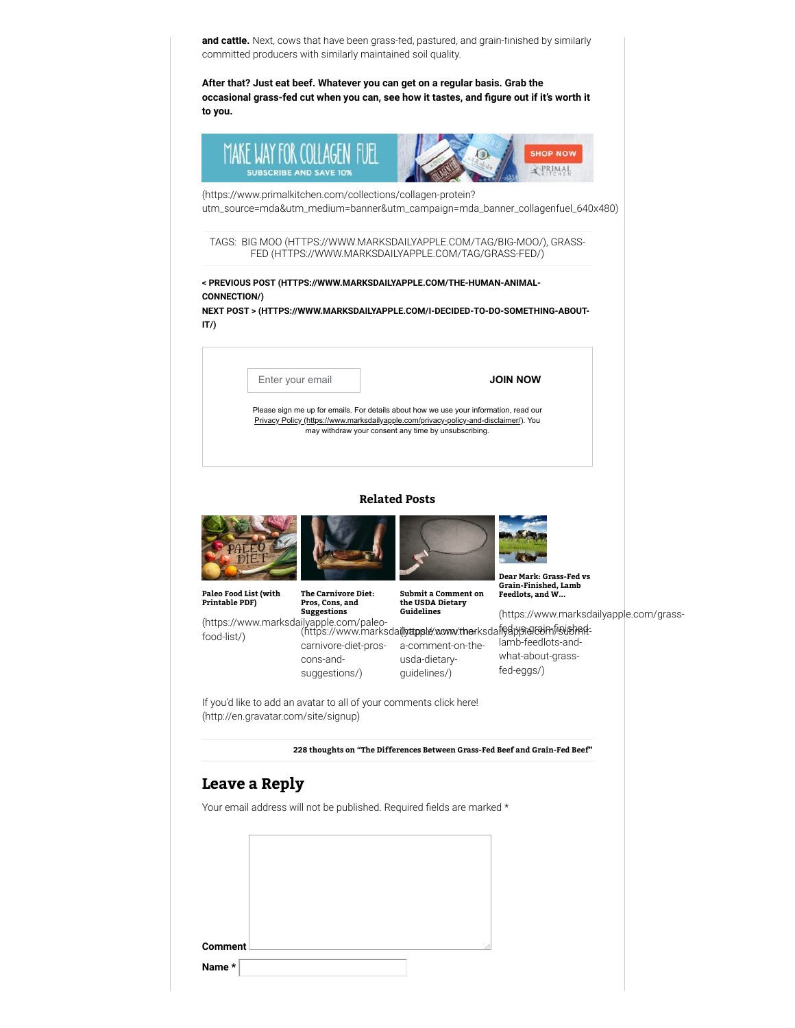**and cattle.** Next, cows that have been grass-fed, pastured, and grain-finished by similarly committed producers with similarly maintained soil quality.

**After that? Just eat beef. Whatever you can get on a regular basis. Grab the occasional grass-fed cut when you can, see how it tastes, and figure out if it's worth it to you.**

(https://www.primalkitchen.com/collections/collagen-protein?utm_source=mda&utm_medium=banner&utm_campaign=mda_banner_collagenfuel_640x480)

TAGS: BIG MOO (HTTPS://WWW.MARKSDAILYAPPLE.COM/TAG/BIG-MOO/), GRASS-FED (HTTPS://WWW.MARKSDAILYAPPLE.COM/TAG/GRASS-FED/)

**< PREVIOUS POST (HTTPS://WWW.MARKSDAILYAPPLE.COM/THE-HUMAN-ANIMAL-CONNECTION/)**

**NEXT POST > (HTTPS://WWW.MARKSDAILYAPPLE.COM/I-DECIDED-TO-DO-SOMETHING-ABOUT-IT/)**

Enter your email

**JOIN NOW**

Please sign me up for emails. For details about how we use your information, read our Privacy Policy (https://www.marksdailyapple.com/privacy-policy-and-disclaimer/). You may withdraw your consent any time by unsubscribing.

## Related Posts

**Paleo Food List (with Printable PDF)**
(https://www.marksdailyapple.com/paleo-food-list/)

**The Carnivore Diet: Pros, Cons, and Suggestions**
(https://www.marksdailyapple.com/the-carnivore-diet-pros-cons-and-suggestions/)

**Submit a Comment on the USDA Dietary Guidelines**
(https://www.marksdailyapple.com/submit-a-comment-on-the-usda-dietary-guidelines/)

**Dear Mark: Grass-Fed vs Grain-Finished, Lamb Feedlots, and W...**
(https://www.marksdailyapple.com/grass-fed-vs-grain-finished-lamb-feedlots-and-what-about-grass-fed-eggs/)

If you'd like to add an avatar to all of your comments click here! (http://en.gravatar.com/site/signup)

**228 thoughts on "The Differences Between Grass-Fed Beef and Grain-Fed Beef"**

## Leave a Reply

Your email address will not be published. Required fields are marked *

**Comment**

**Name ***